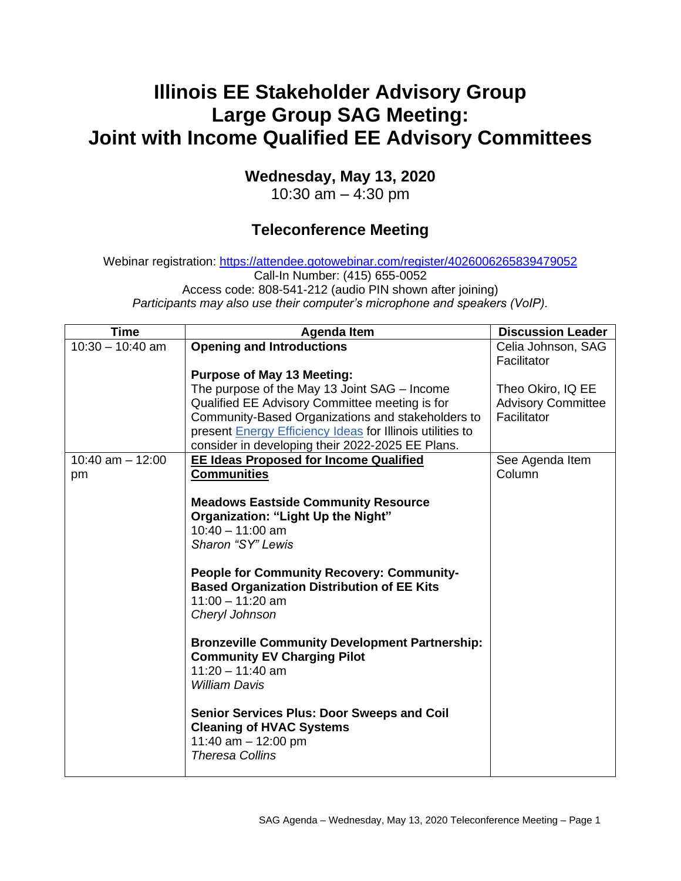# Illinois EE Stakeholder Advisory Group
# Large Group SAG Meeting:
# Joint with Income Qualified EE Advisory Committees

## Wednesday, May 13, 2020

10:30 am – 4:30 pm

## Teleconference Meeting

Webinar registration: https://attendee.gotowebinar.com/register/4026006265839479052
Call-In Number: (415) 655-0052
Access code: 808-541-212 (audio PIN shown after joining)
*Participants may also use their computer's microphone and speakers (VoIP).*

| Time | Agenda Item | Discussion Leader |
|---|---|---|
| 10:30 – 10:40 am | **Opening and Introductions**<br><br>**Purpose of May 13 Meeting:**<br>The purpose of the May 13 Joint SAG – Income Qualified EE Advisory Committee meeting is for Community-Based Organizations and stakeholders to present Energy Efficiency Ideas for Illinois utilities to consider in developing their 2022-2025 EE Plans. | Celia Johnson, SAG Facilitator<br><br>Theo Okiro, IQ EE Advisory Committee Facilitator |
| 10:40 am – 12:00 pm | **EE Ideas Proposed for Income Qualified Communities**<br><br>**Meadows Eastside Community Resource Organization: "Light Up the Night"**<br>10:40 – 11:00 am<br>*Sharon "SY" Lewis*<br><br>**People for Community Recovery: Community-Based Organization Distribution of EE Kits**<br>11:00 – 11:20 am<br>*Cheryl Johnson*<br><br>**Bronzeville Community Development Partnership: Community EV Charging Pilot**<br>11:20 – 11:40 am<br>*William Davis*<br><br>**Senior Services Plus: Door Sweeps and Coil Cleaning of HVAC Systems**<br>11:40 am – 12:00 pm<br>*Theresa Collins* | See Agenda Item Column |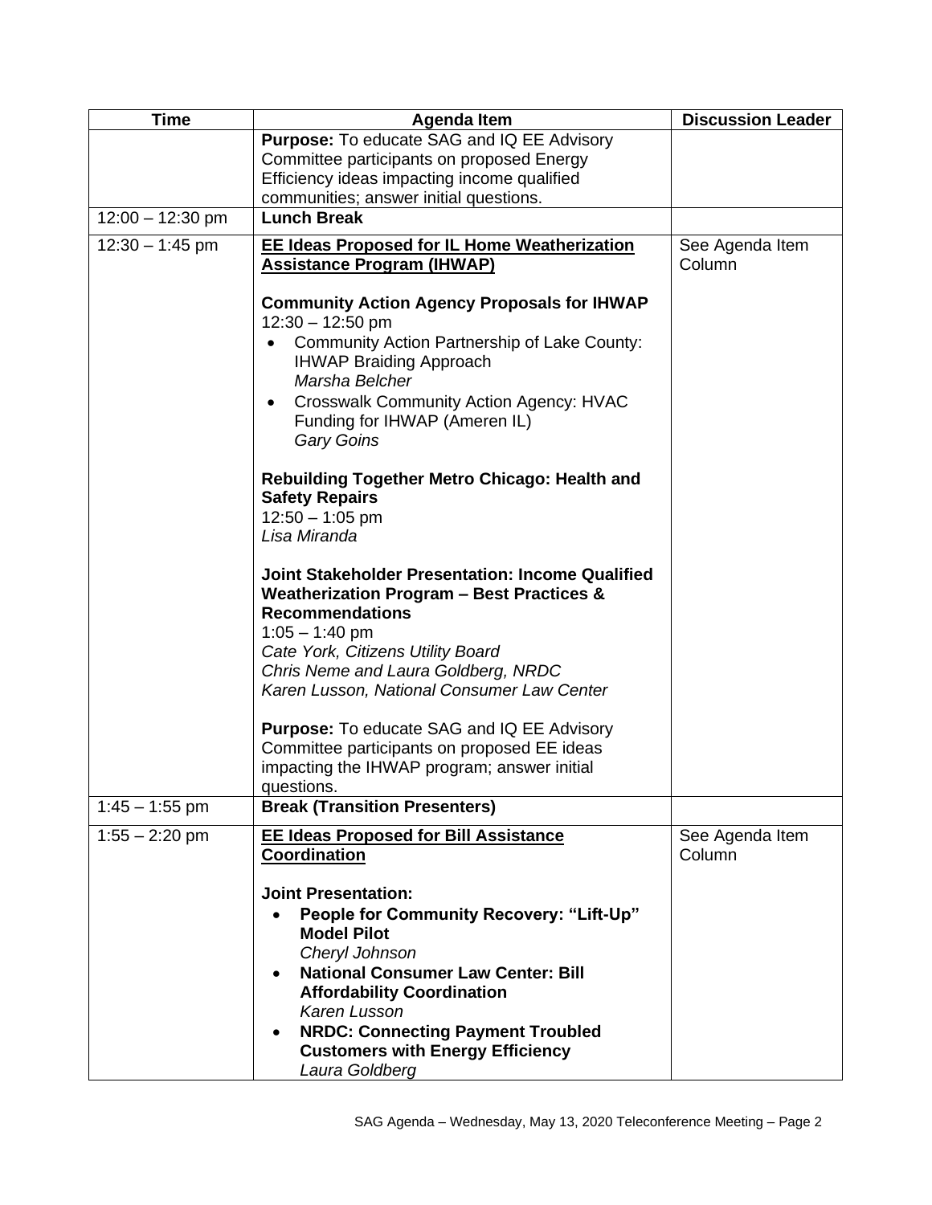| Time | Agenda Item | Discussion Leader |
|---|---|---|
| | **Purpose:** To educate SAG and IQ EE Advisory Committee participants on proposed Energy Efficiency ideas impacting income qualified communities; answer initial questions. | |
| 12:00 – 12:30 pm | **Lunch Break** | |
| 12:30 – 1:45 pm | **EE Ideas Proposed for IL Home Weatherization Assistance Program (IHWAP)**<br><br>**Community Action Agency Proposals for IHWAP**<br>12:30 – 12:50 pm<br>• Community Action Partnership of Lake County: IHWAP Braiding Approach *Marsha Belcher*<br>• Crosswalk Community Action Agency: HVAC Funding for IHWAP (Ameren IL) *Gary Goins*<br><br>**Rebuilding Together Metro Chicago: Health and Safety Repairs**<br>12:50 – 1:05 pm<br>*Lisa Miranda*<br><br>**Joint Stakeholder Presentation: Income Qualified Weatherization Program – Best Practices & Recommendations**<br>1:05 – 1:40 pm<br>*Cate York, Citizens Utility Board*<br>*Chris Neme and Laura Goldberg, NRDC*<br>*Karen Lusson, National Consumer Law Center*<br><br>**Purpose:** To educate SAG and IQ EE Advisory Committee participants on proposed EE ideas impacting the IHWAP program; answer initial questions. | See Agenda Item Column |
| 1:45 – 1:55 pm | **Break (Transition Presenters)** | |
| 1:55 – 2:20 pm | **EE Ideas Proposed for Bill Assistance Coordination**<br><br>**Joint Presentation:**<br>• **People for Community Recovery: "Lift-Up" Model Pilot** *Cheryl Johnson*<br>• **National Consumer Law Center: Bill Affordability Coordination** *Karen Lusson*<br>• **NRDC: Connecting Payment Troubled Customers with Energy Efficiency** *Laura Goldberg* | See Agenda Item Column |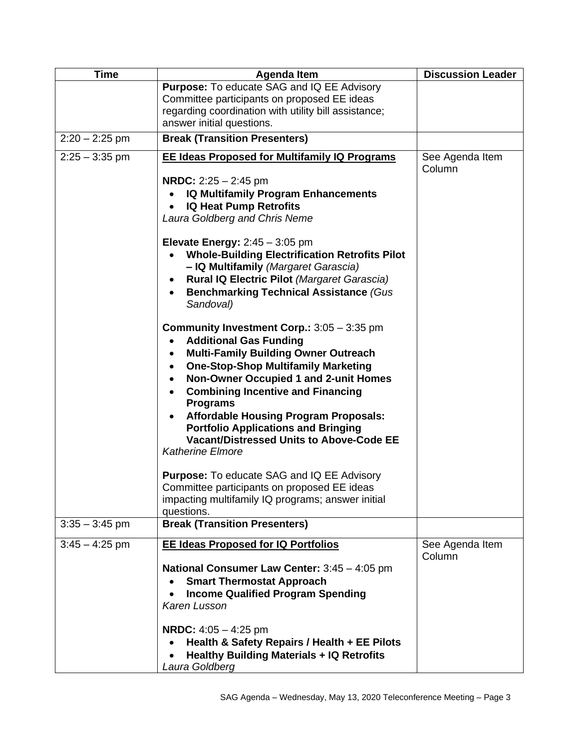| Time | Agenda Item | Discussion Leader |
|---|---|---|
| | **Purpose:** To educate SAG and IQ EE Advisory Committee participants on proposed EE ideas regarding coordination with utility bill assistance; answer initial questions. | |
| 2:20 – 2:25 pm | **Break (Transition Presenters)** | |
| 2:25 – 3:35 pm | **<u>EE Ideas Proposed for Multifamily IQ Programs</u>**<br><br>**NRDC:** 2:25 – 2:45 pm<br>• **IQ Multifamily Program Enhancements**<br>• **IQ Heat Pump Retrofits**<br>*Laura Goldberg and Chris Neme*<br><br>**Elevate Energy:** 2:45 – 3:05 pm<br>• **Whole-Building Electrification Retrofits Pilot – IQ Multifamily** *(Margaret Garascia)*<br>• **Rural IQ Electric Pilot** *(Margaret Garascia)*<br>• **Benchmarking Technical Assistance** *(Gus Sandoval)*<br><br>**Community Investment Corp.:** 3:05 – 3:35 pm<br>• **Additional Gas Funding**<br>• **Multi-Family Building Owner Outreach**<br>• **One-Stop-Shop Multifamily Marketing**<br>• **Non-Owner Occupied 1 and 2-unit Homes**<br>• **Combining Incentive and Financing Programs**<br>• **Affordable Housing Program Proposals: Portfolio Applications and Bringing Vacant/Distressed Units to Above-Code EE**<br>*Katherine Elmore*<br><br>**Purpose:** To educate SAG and IQ EE Advisory Committee participants on proposed EE ideas impacting multifamily IQ programs; answer initial questions. | See Agenda Item Column |
| 3:35 – 3:45 pm | **Break (Transition Presenters)** | |
| 3:45 – 4:25 pm | **<u>EE Ideas Proposed for IQ Portfolios</u>**<br><br>**National Consumer Law Center:** 3:45 – 4:05 pm<br>• **Smart Thermostat Approach**<br>• **Income Qualified Program Spending**<br>*Karen Lusson*<br><br>**NRDC:** 4:05 – 4:25 pm<br>• **Health & Safety Repairs / Health + EE Pilots**<br>• **Healthy Building Materials + IQ Retrofits**<br>*Laura Goldberg* | See Agenda Item Column |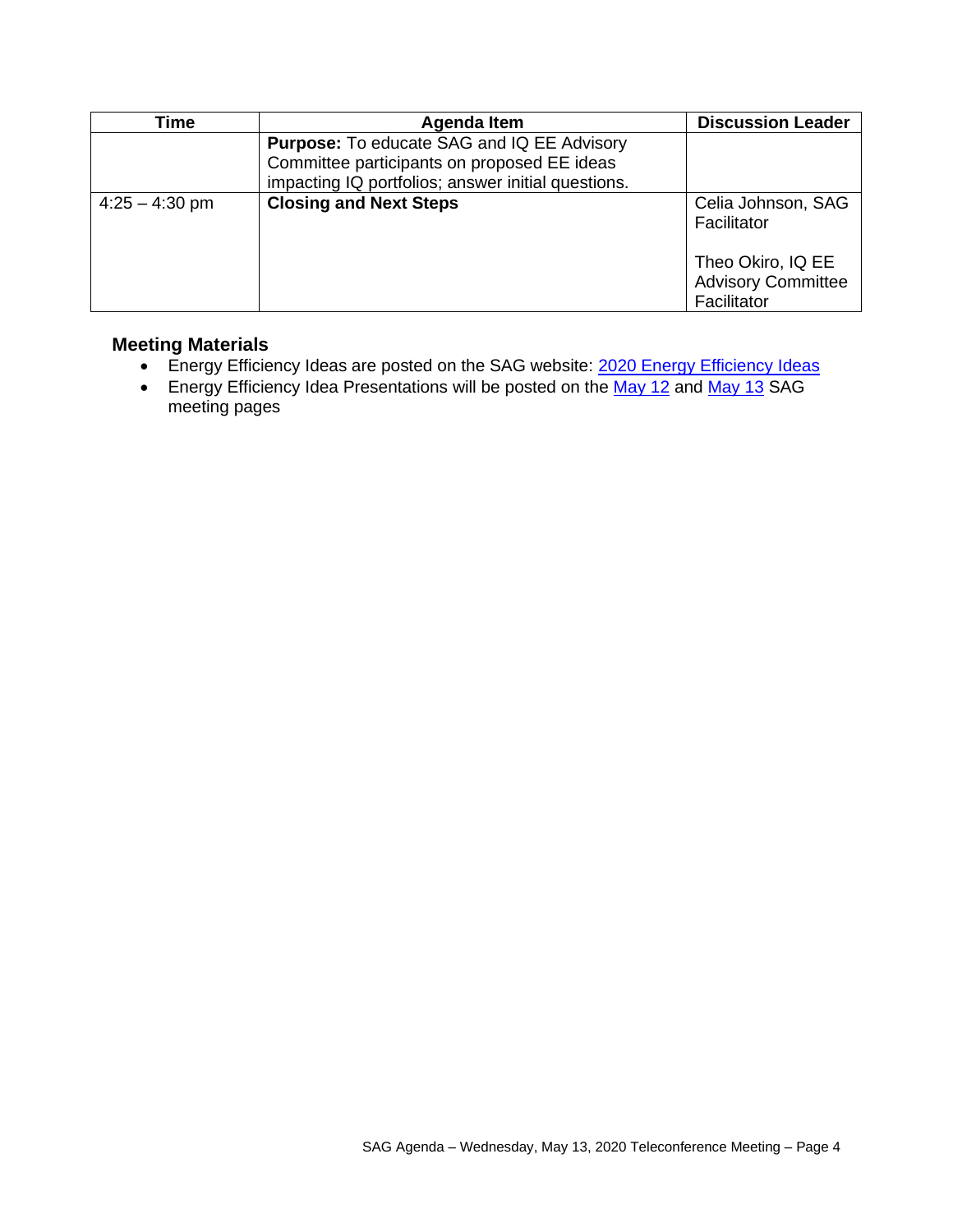| Time | Agenda Item | Discussion Leader |
|---|---|---|
| | **Purpose:** To educate SAG and IQ EE Advisory Committee participants on proposed EE ideas impacting IQ portfolios; answer initial questions. | |
| 4:25 – 4:30 pm | **Closing and Next Steps** | Celia Johnson, SAG Facilitator<br><br>Theo Okiro, IQ EE Advisory Committee Facilitator |

### Meeting Materials

- Energy Efficiency Ideas are posted on the SAG website: 2020 Energy Efficiency Ideas
- Energy Efficiency Idea Presentations will be posted on the May 12 and May 13 SAG meeting pages